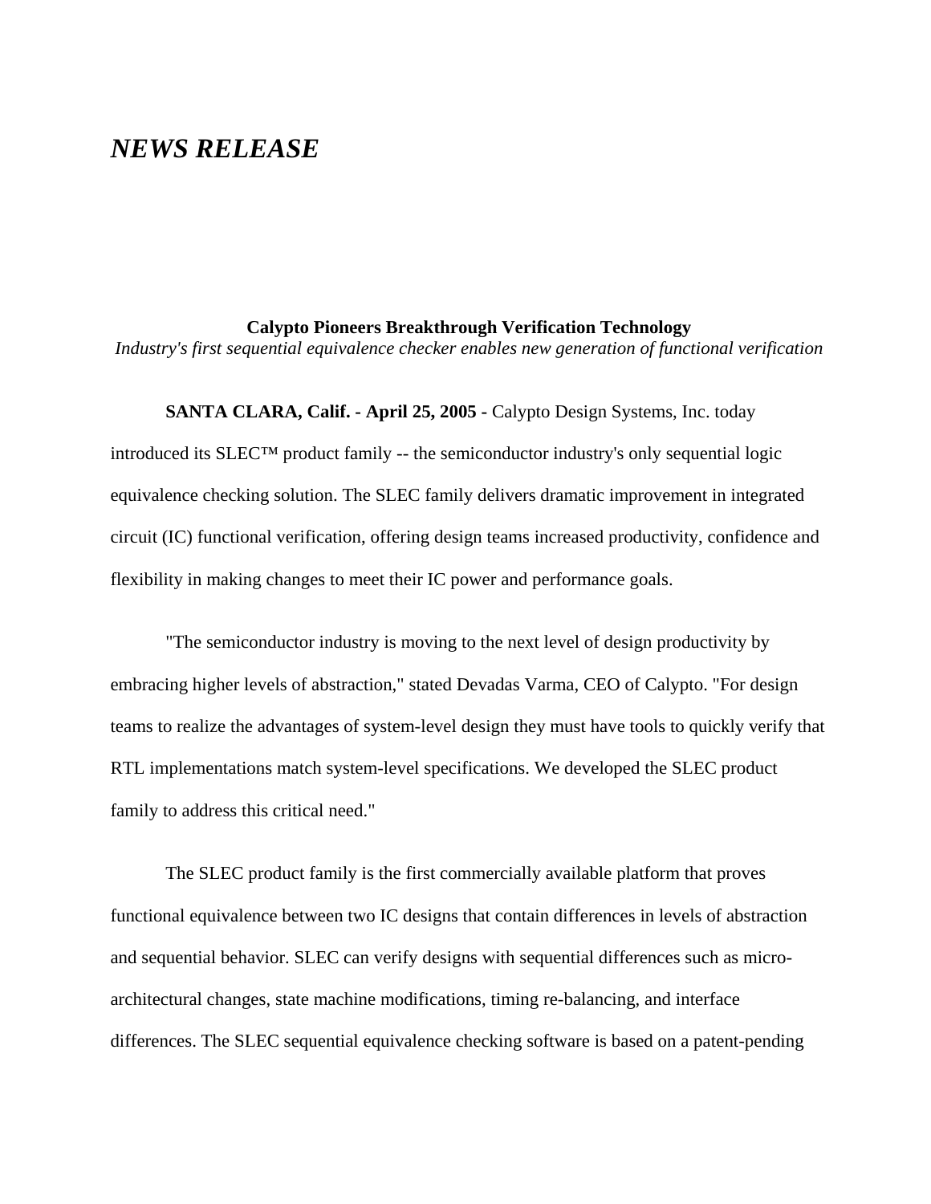# *NEWS RELEASE*

**Calypto Pioneers Breakthrough Verification Technology**

*Industry's first sequential equivalence checker enables new generation of functional verification*

**SANTA CLARA, Calif. - April 25, 2005 -** Calypto Design Systems, Inc. today introduced its SLEC™ product family -- the semiconductor industry's only sequential logic equivalence checking solution. The SLEC family delivers dramatic improvement in integrated circuit (IC) functional verification, offering design teams increased productivity, confidence and flexibility in making changes to meet their IC power and performance goals.

"The semiconductor industry is moving to the next level of design productivity by embracing higher levels of abstraction," stated Devadas Varma, CEO of Calypto. "For design teams to realize the advantages of system-level design they must have tools to quickly verify that RTL implementations match system-level specifications. We developed the SLEC product family to address this critical need."

The SLEC product family is the first commercially available platform that proves functional equivalence between two IC designs that contain differences in levels of abstraction and sequential behavior. SLEC can verify designs with sequential differences such as micro-architectural changes, state machine modifications, timing re-balancing, and interface differences. The SLEC sequential equivalence checking software is based on a patent-pending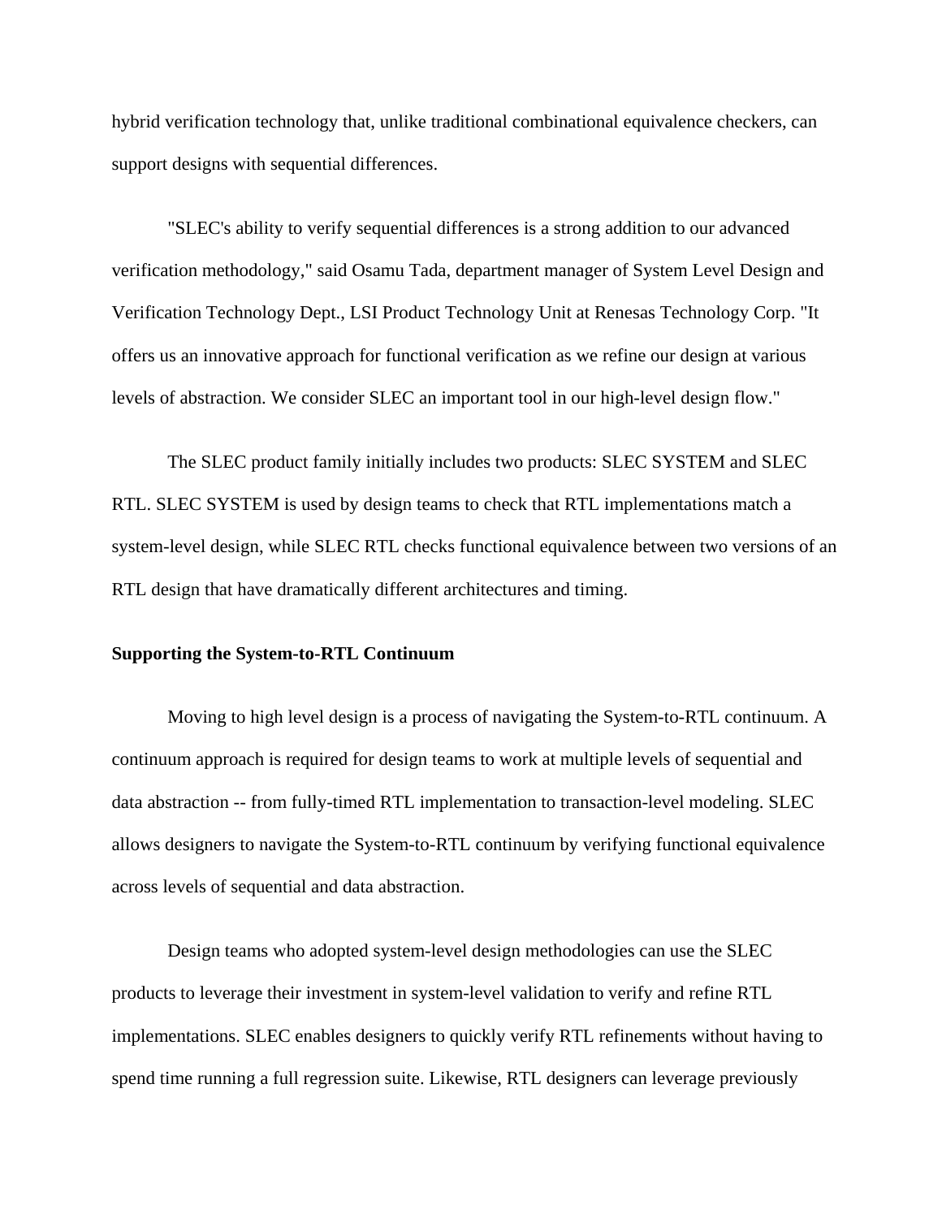hybrid verification technology that, unlike traditional combinational equivalence checkers, can support designs with sequential differences.

"SLEC's ability to verify sequential differences is a strong addition to our advanced verification methodology," said Osamu Tada, department manager of System Level Design and Verification Technology Dept., LSI Product Technology Unit at Renesas Technology Corp. "It offers us an innovative approach for functional verification as we refine our design at various levels of abstraction. We consider SLEC an important tool in our high-level design flow."

The SLEC product family initially includes two products: SLEC SYSTEM and SLEC RTL. SLEC SYSTEM is used by design teams to check that RTL implementations match a system-level design, while SLEC RTL checks functional equivalence between two versions of an RTL design that have dramatically different architectures and timing.

**Supporting the System-to-RTL Continuum**

Moving to high level design is a process of navigating the System-to-RTL continuum. A continuum approach is required for design teams to work at multiple levels of sequential and data abstraction -- from fully-timed RTL implementation to transaction-level modeling. SLEC allows designers to navigate the System-to-RTL continuum by verifying functional equivalence across levels of sequential and data abstraction.

Design teams who adopted system-level design methodologies can use the SLEC products to leverage their investment in system-level validation to verify and refine RTL implementations. SLEC enables designers to quickly verify RTL refinements without having to spend time running a full regression suite. Likewise, RTL designers can leverage previously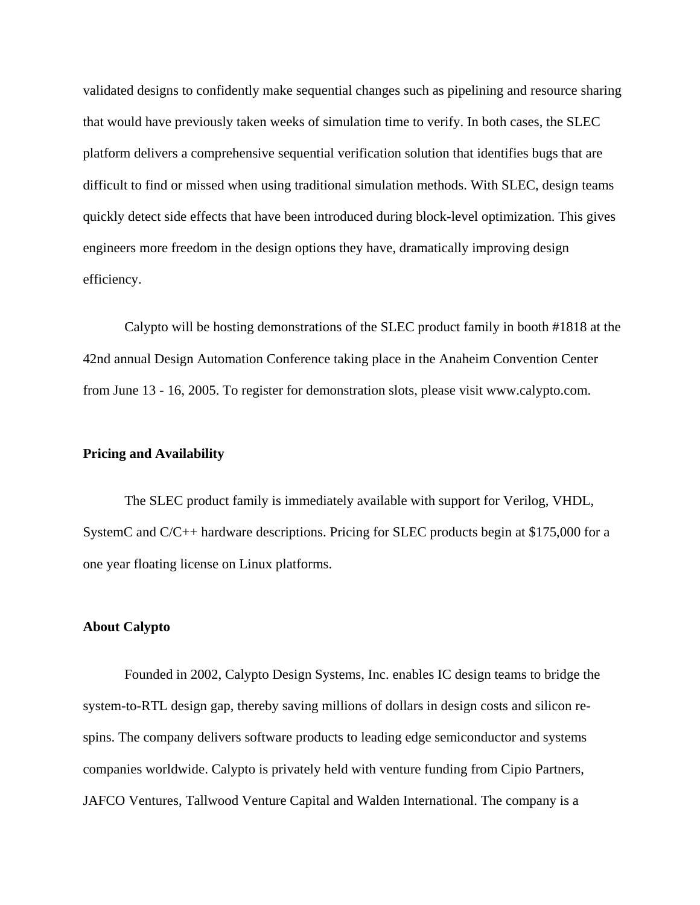validated designs to confidently make sequential changes such as pipelining and resource sharing that would have previously taken weeks of simulation time to verify. In both cases, the SLEC platform delivers a comprehensive sequential verification solution that identifies bugs that are difficult to find or missed when using traditional simulation methods. With SLEC, design teams quickly detect side effects that have been introduced during block-level optimization. This gives engineers more freedom in the design options they have, dramatically improving design efficiency.

Calypto will be hosting demonstrations of the SLEC product family in booth #1818 at the 42nd annual Design Automation Conference taking place in the Anaheim Convention Center from June 13 - 16, 2005. To register for demonstration slots, please visit www.calypto.com.

**Pricing and Availability**

The SLEC product family is immediately available with support for Verilog, VHDL, SystemC and C/C++ hardware descriptions. Pricing for SLEC products begin at $175,000 for a one year floating license on Linux platforms.

**About Calypto**

Founded in 2002, Calypto Design Systems, Inc. enables IC design teams to bridge the system-to-RTL design gap, thereby saving millions of dollars in design costs and silicon re-spins. The company delivers software products to leading edge semiconductor and systems companies worldwide. Calypto is privately held with venture funding from Cipio Partners, JAFCO Ventures, Tallwood Venture Capital and Walden International. The company is a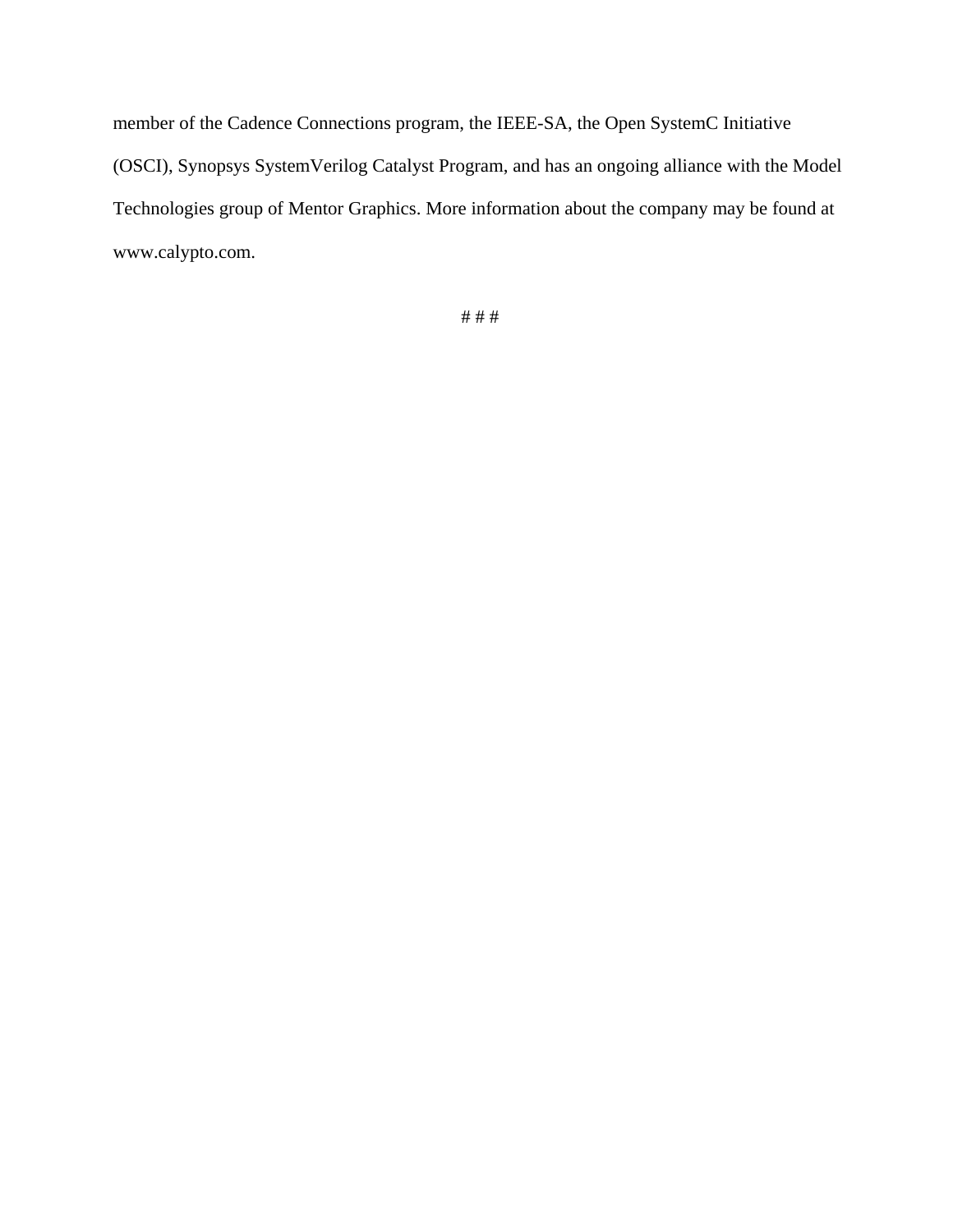member of the Cadence Connections program, the IEEE-SA, the Open SystemC Initiative (OSCI), Synopsys SystemVerilog Catalyst Program, and has an ongoing alliance with the Model Technologies group of Mentor Graphics. More information about the company may be found at www.calypto.com.

# # #